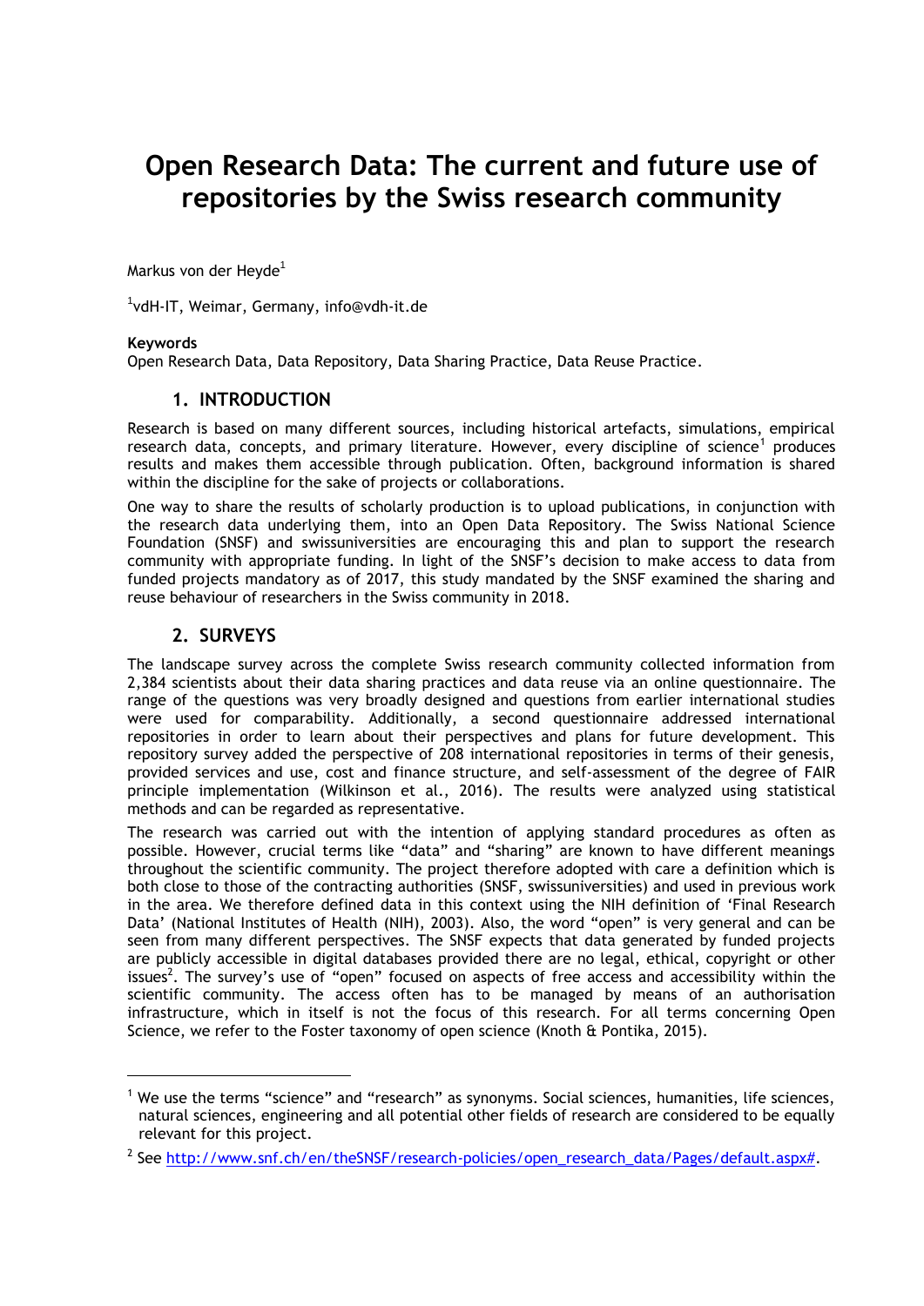# Open Research Data: The current and future use of repositories by the Swiss research community

Markus von der Heyde[1]

[1]vdH-IT, Weimar, Germany, info@vdh-it.de

**Keywords**

Open Research Data, Data Repository, Data Sharing Practice, Data Reuse Practice.

## 1. INTRODUCTION

Research is based on many different sources, including historical artefacts, simulations, empirical research data, concepts, and primary literature. However, every discipline of science[1] produces results and makes them accessible through publication. Often, background information is shared within the discipline for the sake of projects or collaborations.

One way to share the results of scholarly production is to upload publications, in conjunction with the research data underlying them, into an Open Data Repository. The Swiss National Science Foundation (SNSF) and swissuniversities are encouraging this and plan to support the research community with appropriate funding. In light of the SNSF's decision to make access to data from funded projects mandatory as of 2017, this study mandated by the SNSF examined the sharing and reuse behaviour of researchers in the Swiss community in 2018.

## 2. SURVEYS

The landscape survey across the complete Swiss research community collected information from 2,384 scientists about their data sharing practices and data reuse via an online questionnaire. The range of the questions was very broadly designed and questions from earlier international studies were used for comparability. Additionally, a second questionnaire addressed international repositories in order to learn about their perspectives and plans for future development. This repository survey added the perspective of 208 international repositories in terms of their genesis, provided services and use, cost and finance structure, and self-assessment of the degree of FAIR principle implementation (Wilkinson et al., 2016). The results were analyzed using statistical methods and can be regarded as representative.

The research was carried out with the intention of applying standard procedures as often as possible. However, crucial terms like "data" and "sharing" are known to have different meanings throughout the scientific community. The project therefore adopted with care a definition which is both close to those of the contracting authorities (SNSF, swissuniversities) and used in previous work in the area. We therefore defined data in this context using the NIH definition of 'Final Research Data' (National Institutes of Health (NIH), 2003). Also, the word "open" is very general and can be seen from many different perspectives. The SNSF expects that data generated by funded projects are publicly accessible in digital databases provided there are no legal, ethical, copyright or other issues[2]. The survey's use of "open" focused on aspects of free access and accessibility within the scientific community. The access often has to be managed by means of an authorisation infrastructure, which in itself is not the focus of this research. For all terms concerning Open Science, we refer to the Foster taxonomy of open science (Knoth & Pontika, 2015).

---

[1] We use the terms "science" and "research" as synonyms. Social sciences, humanities, life sciences, natural sciences, engineering and all potential other fields of research are considered to be equally relevant for this project.

[2] See http://www.snf.ch/en/theSNSF/research-policies/open_research_data/Pages/default.aspx#.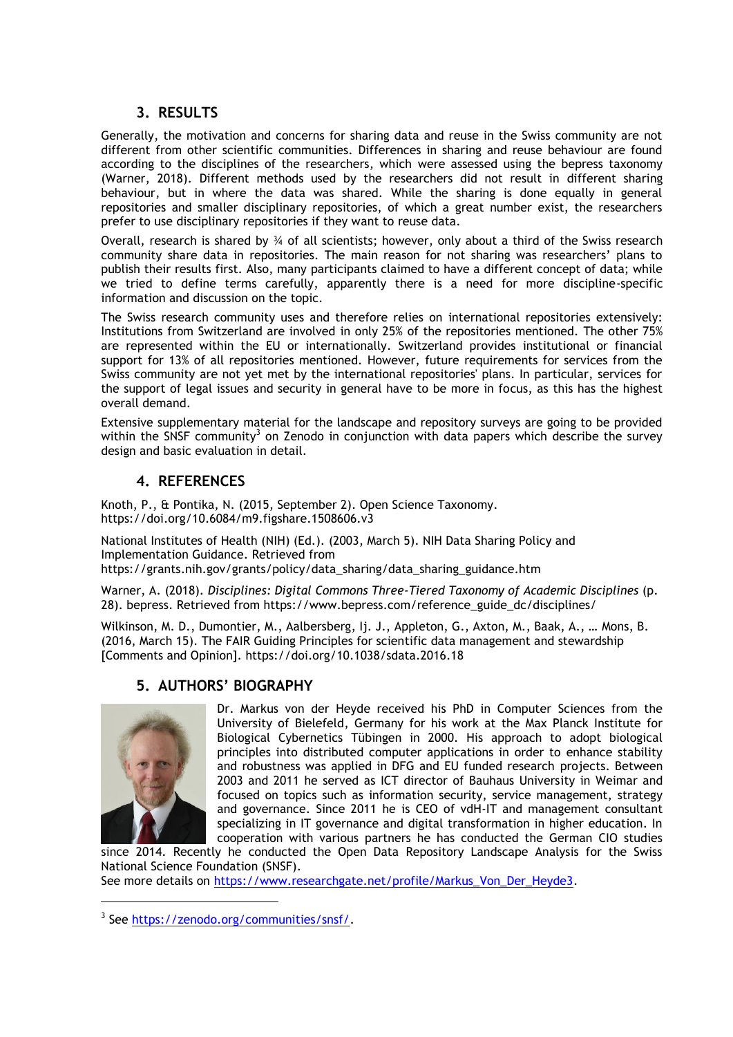## 3. RESULTS

Generally, the motivation and concerns for sharing data and reuse in the Swiss community are not different from other scientific communities. Differences in sharing and reuse behaviour are found according to the disciplines of the researchers, which were assessed using the bepress taxonomy (Warner, 2018). Different methods used by the researchers did not result in different sharing behaviour, but in where the data was shared. While the sharing is done equally in general repositories and smaller disciplinary repositories, of which a great number exist, the researchers prefer to use disciplinary repositories if they want to reuse data.

Overall, research is shared by ¾ of all scientists; however, only about a third of the Swiss research community share data in repositories. The main reason for not sharing was researchers' plans to publish their results first. Also, many participants claimed to have a different concept of data; while we tried to define terms carefully, apparently there is a need for more discipline-specific information and discussion on the topic.

The Swiss research community uses and therefore relies on international repositories extensively: Institutions from Switzerland are involved in only 25% of the repositories mentioned. The other 75% are represented within the EU or internationally. Switzerland provides institutional or financial support for 13% of all repositories mentioned. However, future requirements for services from the Swiss community are not yet met by the international repositories' plans. In particular, services for the support of legal issues and security in general have to be more in focus, as this has the highest overall demand.

Extensive supplementary material for the landscape and repository surveys are going to be provided within the SNSF community[3] on Zenodo in conjunction with data papers which describe the survey design and basic evaluation in detail.

## 4. REFERENCES

Knoth, P., & Pontika, N. (2015, September 2). Open Science Taxonomy. https://doi.org/10.6084/m9.figshare.1508606.v3

National Institutes of Health (NIH) (Ed.). (2003, March 5). NIH Data Sharing Policy and Implementation Guidance. Retrieved from https://grants.nih.gov/grants/policy/data_sharing/data_sharing_guidance.htm

Warner, A. (2018). *Disciplines: Digital Commons Three-Tiered Taxonomy of Academic Disciplines* (p. 28). bepress. Retrieved from https://www.bepress.com/reference_guide_dc/disciplines/

Wilkinson, M. D., Dumontier, M., Aalbersberg, Ij. J., Appleton, G., Axton, M., Baak, A., … Mons, B. (2016, March 15). The FAIR Guiding Principles for scientific data management and stewardship [Comments and Opinion]. https://doi.org/10.1038/sdata.2016.18

## 5. AUTHORS' BIOGRAPHY

Dr. Markus von der Heyde received his PhD in Computer Sciences from the University of Bielefeld, Germany for his work at the Max Planck Institute for Biological Cybernetics Tübingen in 2000. His approach to adopt biological principles into distributed computer applications in order to enhance stability and robustness was applied in DFG and EU funded research projects. Between 2003 and 2011 he served as ICT director of Bauhaus University in Weimar and focused on topics such as information security, service management, strategy and governance. Since 2011 he is CEO of vdH-IT and management consultant specializing in IT governance and digital transformation in higher education. In cooperation with various partners he has conducted the German CIO studies since 2014. Recently he conducted the Open Data Repository Landscape Analysis for the Swiss National Science Foundation (SNSF).
See more details on https://www.researchgate.net/profile/Markus_Von_Der_Heyde3.

[3] See https://zenodo.org/communities/snsf/.